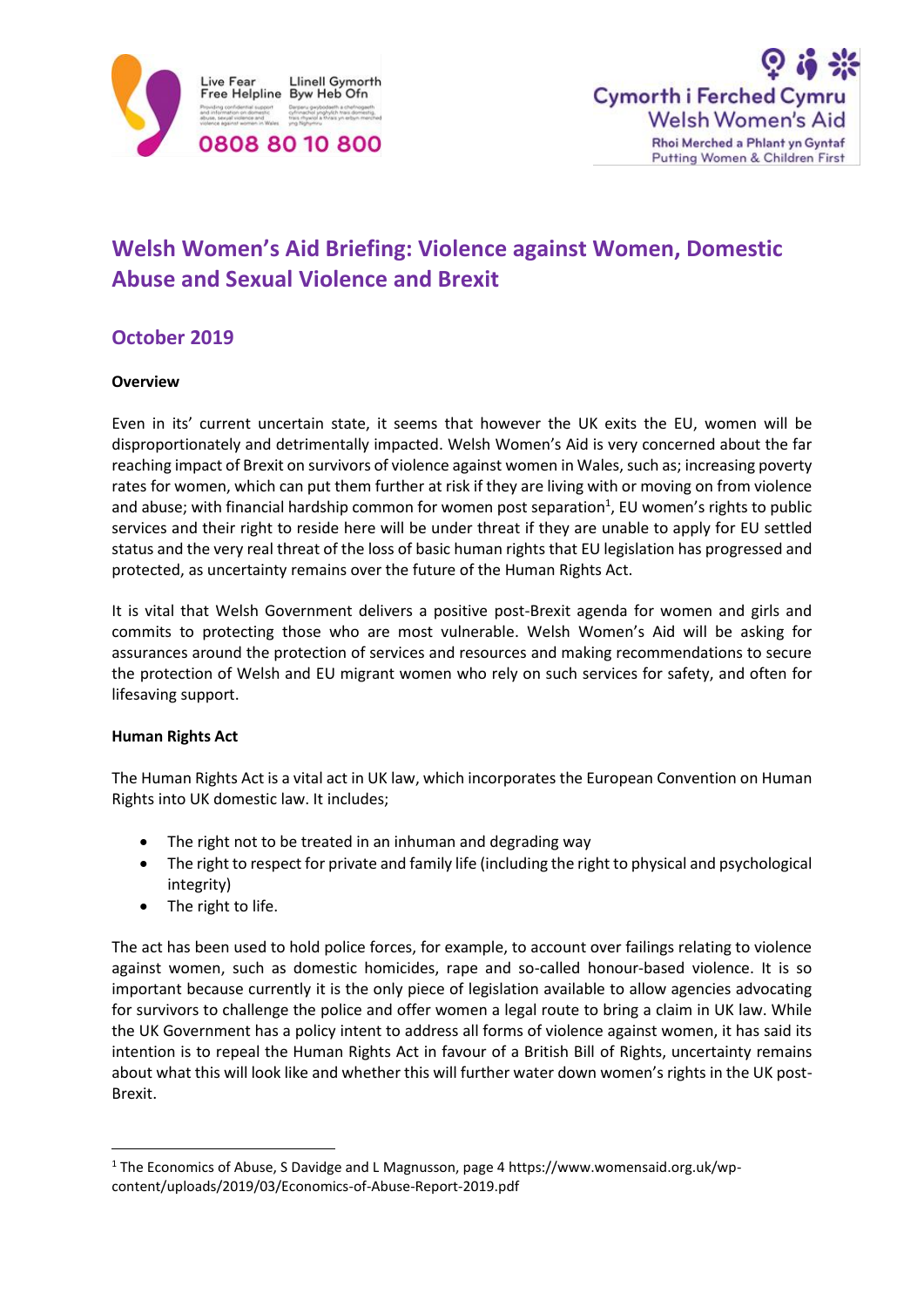Live Fear Free Helpline
Llinell Gymorth Byw Heb Ofn
Providing confidential support and information on domestic abuse, sexual violence and violence against women in Wales
Darparu gwybodaeth a chefnogaeth gyfrinachol ynghylch trais domestig, trais rhywiol a thrais yn erbyn merched yng Nghymru
0808 80 10 800

Cymorth i Ferched Cymru
Welsh Women's Aid
Rhoi Merched a Phlant yn Gyntaf
Putting Women & Children First

# Welsh Women's Aid Briefing: Violence against Women, Domestic Abuse and Sexual Violence and Brexit

## October 2019

**Overview**

Even in its' current uncertain state, it seems that however the UK exits the EU, women will be disproportionately and detrimentally impacted. Welsh Women's Aid is very concerned about the far reaching impact of Brexit on survivors of violence against women in Wales, such as; increasing poverty rates for women, which can put them further at risk if they are living with or moving on from violence and abuse; with financial hardship common for women post separation[1], EU women's rights to public services and their right to reside here will be under threat if they are unable to apply for EU settled status and the very real threat of the loss of basic human rights that EU legislation has progressed and protected, as uncertainty remains over the future of the Human Rights Act.

It is vital that Welsh Government delivers a positive post-Brexit agenda for women and girls and commits to protecting those who are most vulnerable. Welsh Women's Aid will be asking for assurances around the protection of services and resources and making recommendations to secure the protection of Welsh and EU migrant women who rely on such services for safety, and often for lifesaving support.

**Human Rights Act**

The Human Rights Act is a vital act in UK law, which incorporates the European Convention on Human Rights into UK domestic law. It includes;

- The right not to be treated in an inhuman and degrading way
- The right to respect for private and family life (including the right to physical and psychological integrity)
- The right to life.

The act has been used to hold police forces, for example, to account over failings relating to violence against women, such as domestic homicides, rape and so-called honour-based violence. It is so important because currently it is the only piece of legislation available to allow agencies advocating for survivors to challenge the police and offer women a legal route to bring a claim in UK law. While the UK Government has a policy intent to address all forms of violence against women, it has said its intention is to repeal the Human Rights Act in favour of a British Bill of Rights, uncertainty remains about what this will look like and whether this will further water down women's rights in the UK post-Brexit.

[1] The Economics of Abuse, S Davidge and L Magnusson, page 4 https://www.womensaid.org.uk/wp-content/uploads/2019/03/Economics-of-Abuse-Report-2019.pdf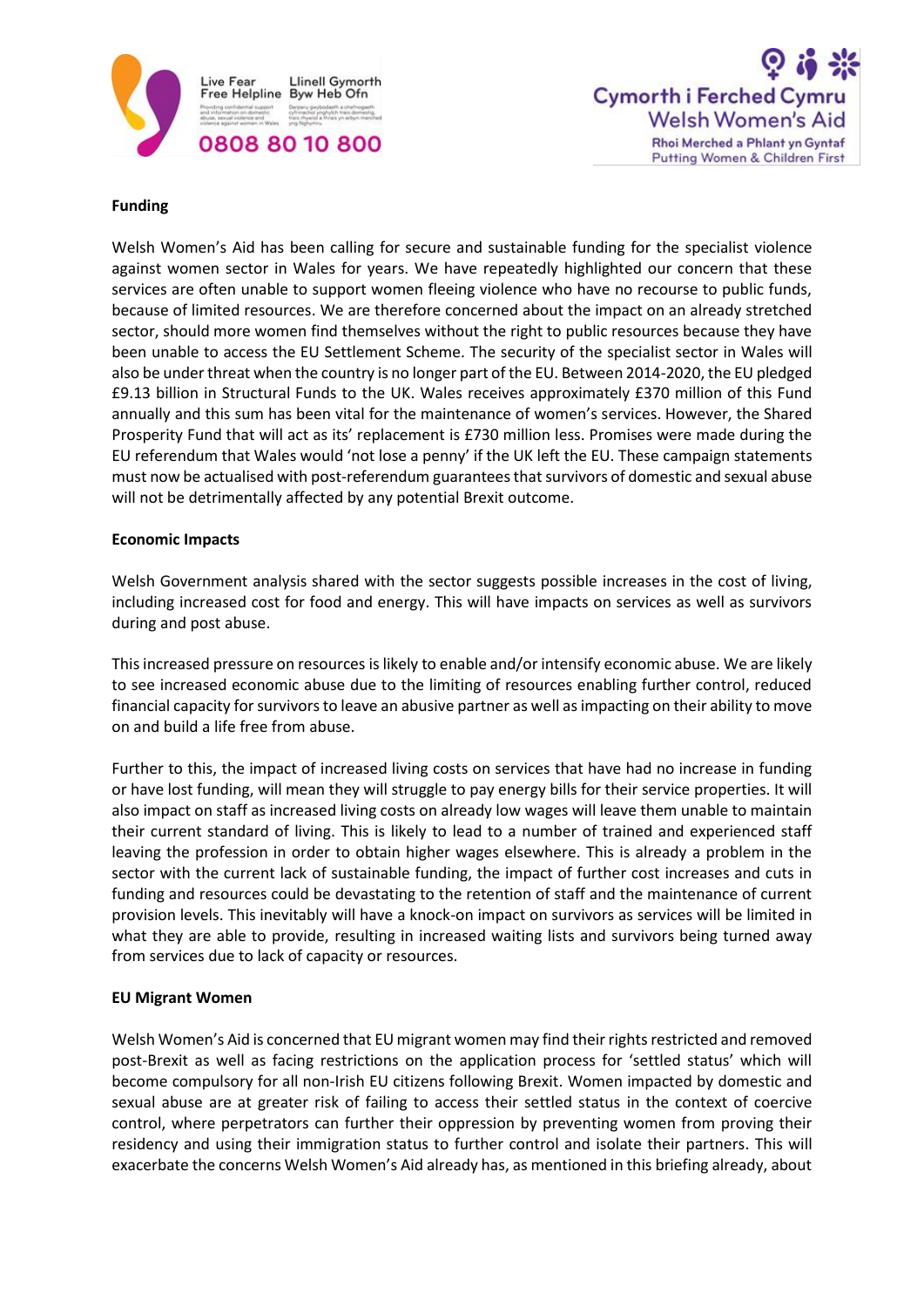**Funding**

Welsh Women's Aid has been calling for secure and sustainable funding for the specialist violence against women sector in Wales for years. We have repeatedly highlighted our concern that these services are often unable to support women fleeing violence who have no recourse to public funds, because of limited resources. We are therefore concerned about the impact on an already stretched sector, should more women find themselves without the right to public resources because they have been unable to access the EU Settlement Scheme. The security of the specialist sector in Wales will also be under threat when the country is no longer part of the EU. Between 2014-2020, the EU pledged £9.13 billion in Structural Funds to the UK. Wales receives approximately £370 million of this Fund annually and this sum has been vital for the maintenance of women's services. However, the Shared Prosperity Fund that will act as its' replacement is £730 million less. Promises were made during the EU referendum that Wales would 'not lose a penny' if the UK left the EU. These campaign statements must now be actualised with post-referendum guarantees that survivors of domestic and sexual abuse will not be detrimentally affected by any potential Brexit outcome.

**Economic Impacts**

Welsh Government analysis shared with the sector suggests possible increases in the cost of living, including increased cost for food and energy. This will have impacts on services as well as survivors during and post abuse.

This increased pressure on resources is likely to enable and/or intensify economic abuse. We are likely to see increased economic abuse due to the limiting of resources enabling further control, reduced financial capacity for survivors to leave an abusive partner as well as impacting on their ability to move on and build a life free from abuse.

Further to this, the impact of increased living costs on services that have had no increase in funding or have lost funding, will mean they will struggle to pay energy bills for their service properties. It will also impact on staff as increased living costs on already low wages will leave them unable to maintain their current standard of living. This is likely to lead to a number of trained and experienced staff leaving the profession in order to obtain higher wages elsewhere. This is already a problem in the sector with the current lack of sustainable funding, the impact of further cost increases and cuts in funding and resources could be devastating to the retention of staff and the maintenance of current provision levels. This inevitably will have a knock-on impact on survivors as services will be limited in what they are able to provide, resulting in increased waiting lists and survivors being turned away from services due to lack of capacity or resources.

**EU Migrant Women**

Welsh Women's Aid is concerned that EU migrant women may find their rights restricted and removed post-Brexit as well as facing restrictions on the application process for 'settled status' which will become compulsory for all non-Irish EU citizens following Brexit. Women impacted by domestic and sexual abuse are at greater risk of failing to access their settled status in the context of coercive control, where perpetrators can further their oppression by preventing women from proving their residency and using their immigration status to further control and isolate their partners. This will exacerbate the concerns Welsh Women's Aid already has, as mentioned in this briefing already, about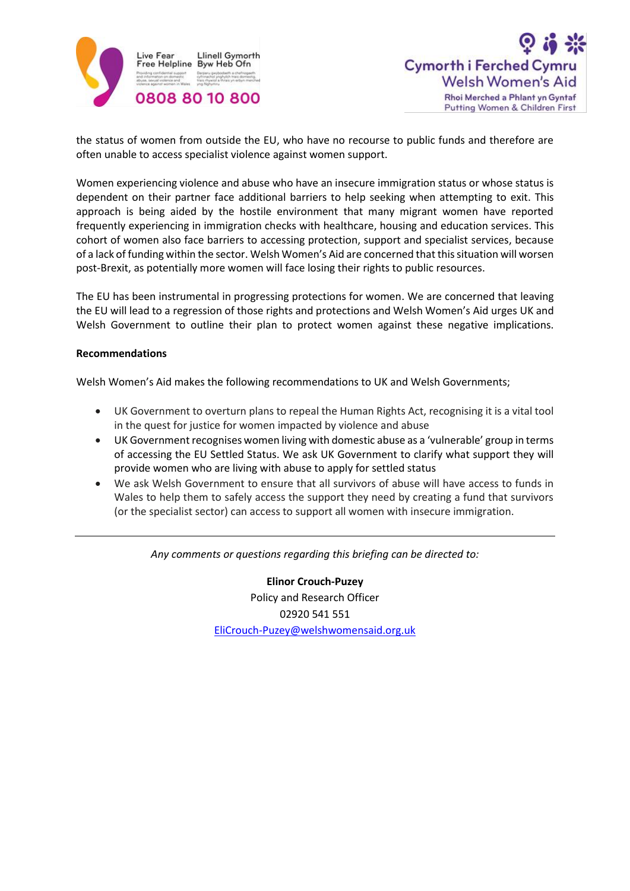the status of women from outside the EU, who have no recourse to public funds and therefore are often unable to access specialist violence against women support.

Women experiencing violence and abuse who have an insecure immigration status or whose status is dependent on their partner face additional barriers to help seeking when attempting to exit. This approach is being aided by the hostile environment that many migrant women have reported frequently experiencing in immigration checks with healthcare, housing and education services. This cohort of women also face barriers to accessing protection, support and specialist services, because of a lack of funding within the sector. Welsh Women's Aid are concerned that this situation will worsen post-Brexit, as potentially more women will face losing their rights to public resources.

The EU has been instrumental in progressing protections for women. We are concerned that leaving the EU will lead to a regression of those rights and protections and Welsh Women's Aid urges UK and Welsh Government to outline their plan to protect women against these negative implications.

**Recommendations**

Welsh Women's Aid makes the following recommendations to UK and Welsh Governments;

- UK Government to overturn plans to repeal the Human Rights Act, recognising it is a vital tool in the quest for justice for women impacted by violence and abuse
- UK Government recognises women living with domestic abuse as a 'vulnerable' group in terms of accessing the EU Settled Status. We ask UK Government to clarify what support they will provide women who are living with abuse to apply for settled status
- We ask Welsh Government to ensure that all survivors of abuse will have access to funds in Wales to help them to safely access the support they need by creating a fund that survivors (or the specialist sector) can access to support all women with insecure immigration.

---

*Any comments or questions regarding this briefing can be directed to:*

**Elinor Crouch-Puzey**
Policy and Research Officer
02920 541 551
EliCrouch-Puzey@welshwomensaid.org.uk